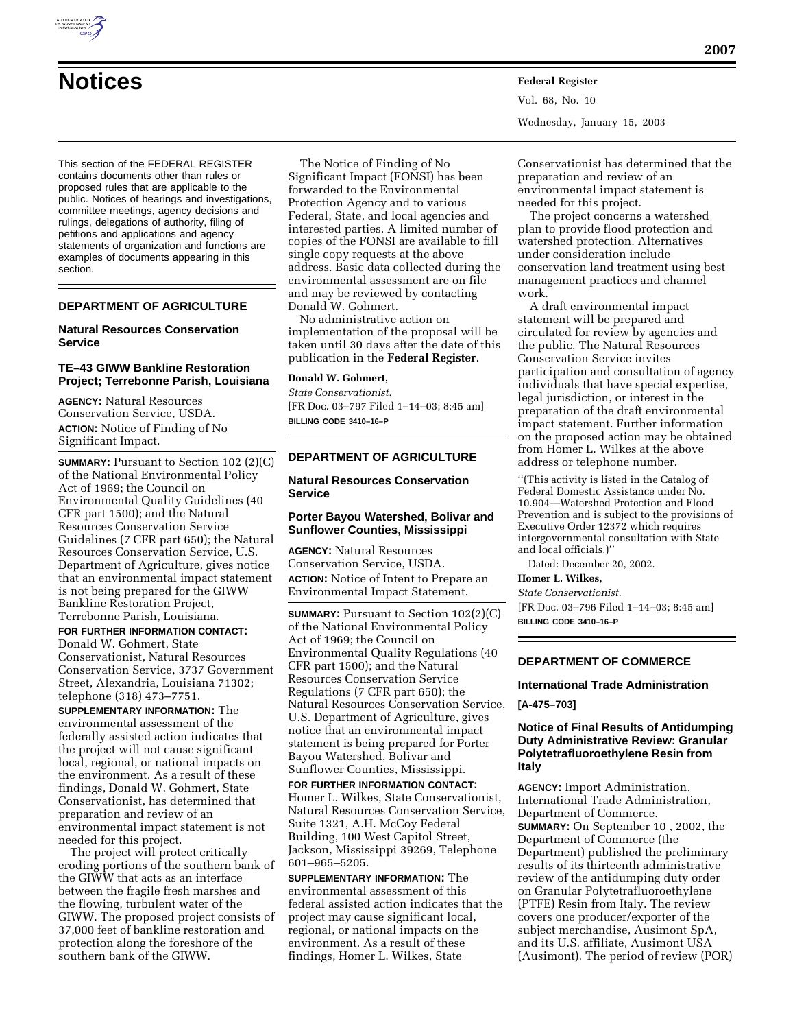# Notices

This section of the FEDERAL REGISTER contains documents other than rules or proposed rules that are applicable to the public. Notices of hearings and investigations, committee meetings, agency decisions and rulings, delegations of authority, filing of petitions and applications and agency statements of organization and functions are examples of documents appearing in this section.

## DEPARTMENT OF AGRICULTURE

### Natural Resources Conservation Service

### TE–43 GIWW Bankline Restoration Project; Terrebonne Parish, Louisiana

**AGENCY:** Natural Resources Conservation Service, USDA.

**ACTION:** Notice of Finding of No Significant Impact.

**SUMMARY:** Pursuant to Section 102 (2)(C) of the National Environmental Policy Act of 1969; the Council on Environmental Quality Guidelines (40 CFR part 1500); and the Natural Resources Conservation Service Guidelines (7 CFR part 650); the Natural Resources Conservation Service, U.S. Department of Agriculture, gives notice that an environmental impact statement is not being prepared for the GIWW Bankline Restoration Project, Terrebonne Parish, Louisiana.

**FOR FURTHER INFORMATION CONTACT:** Donald W. Gohmert, State Conservationist, Natural Resources Conservation Service, 3737 Government Street, Alexandria, Louisiana 71302; telephone (318) 473–7751.

**SUPPLEMENTARY INFORMATION:** The environmental assessment of the federally assisted action indicates that the project will not cause significant local, regional, or national impacts on the environment. As a result of these findings, Donald W. Gohmert, State Conservationist, has determined that preparation and review of an environmental impact statement is not needed for this project.

The project will protect critically eroding portions of the southern bank of the GIWW that acts as an interface between the fragile fresh marshes and the flowing, turbulent water of the GIWW. The proposed project consists of 37,000 feet of bankline restoration and protection along the foreshore of the southern bank of the GIWW.

The Notice of Finding of No Significant Impact (FONSI) has been forwarded to the Environmental Protection Agency and to various Federal, State, and local agencies and interested parties. A limited number of copies of the FONSI are available to fill single copy requests at the above address. Basic data collected during the environmental assessment are on file and may be reviewed by contacting Donald W. Gohmert.

No administrative action on implementation of the proposal will be taken until 30 days after the date of this publication in the **Federal Register**.

**Donald W. Gohmert,**

*State Conservationist.*

[FR Doc. 03–797 Filed 1–14–03; 8:45 am]

**BILLING CODE 3410–16–P**

## DEPARTMENT OF AGRICULTURE

### Natural Resources Conservation Service

### Porter Bayou Watershed, Bolivar and Sunflower Counties, Mississippi

**AGENCY:** Natural Resources Conservation Service, USDA.

**ACTION:** Notice of Intent to Prepare an Environmental Impact Statement.

**SUMMARY:** Pursuant to Section 102(2)(C) of the National Environmental Policy Act of 1969; the Council on Environmental Quality Regulations (40 CFR part 1500); and the Natural Resources Conservation Service Regulations (7 CFR part 650); the Natural Resources Conservation Service, U.S. Department of Agriculture, gives notice that an environmental impact statement is being prepared for Porter Bayou Watershed, Bolivar and Sunflower Counties, Mississippi.

**FOR FURTHER INFORMATION CONTACT:** Homer L. Wilkes, State Conservationist, Natural Resources Conservation Service, Suite 1321, A.H. McCoy Federal Building, 100 West Capitol Street, Jackson, Mississippi 39269, Telephone 601–965–5205.

**SUPPLEMENTARY INFORMATION:** The environmental assessment of this federal assisted action indicates that the project may cause significant local, regional, or national impacts on the environment. As a result of these findings, Homer L. Wilkes, State Conservationist has determined that the preparation and review of an environmental impact statement is needed for this project.

The project concerns a watershed plan to provide flood protection and watershed protection. Alternatives under consideration include conservation land treatment using best management practices and channel work.

A draft environmental impact statement will be prepared and circulated for review by agencies and the public. The Natural Resources Conservation Service invites participation and consultation of agency individuals that have special expertise, legal jurisdiction, or interest in the preparation of the draft environmental impact statement. Further information on the proposed action may be obtained from Homer L. Wilkes at the above address or telephone number.

''(This activity is listed in the Catalog of Federal Domestic Assistance under No. 10.904—Watershed Protection and Flood Prevention and is subject to the provisions of Executive Order 12372 which requires intergovernmental consultation with State and local officials.)''

Dated: December 20, 2002.

**Homer L. Wilkes,**

*State Conservationist.*

[FR Doc. 03–796 Filed 1–14–03; 8:45 am]

**BILLING CODE 3410–16–P**

## DEPARTMENT OF COMMERCE

### International Trade Administration

**[A-475–703]**

### Notice of Final Results of Antidumping Duty Administrative Review: Granular Polytetrafluoroethylene Resin from Italy

**AGENCY:** Import Administration, International Trade Administration, Department of Commerce.

**SUMMARY:** On September 10 , 2002, the Department of Commerce (the Department) published the preliminary results of its thirteenth administrative review of the antidumping duty order on Granular Polytetrafluoroethylene (PTFE) Resin from Italy. The review covers one producer/exporter of the subject merchandise, Ausimont SpA, and its U.S. affiliate, Ausimont USA (Ausimont). The period of review (POR)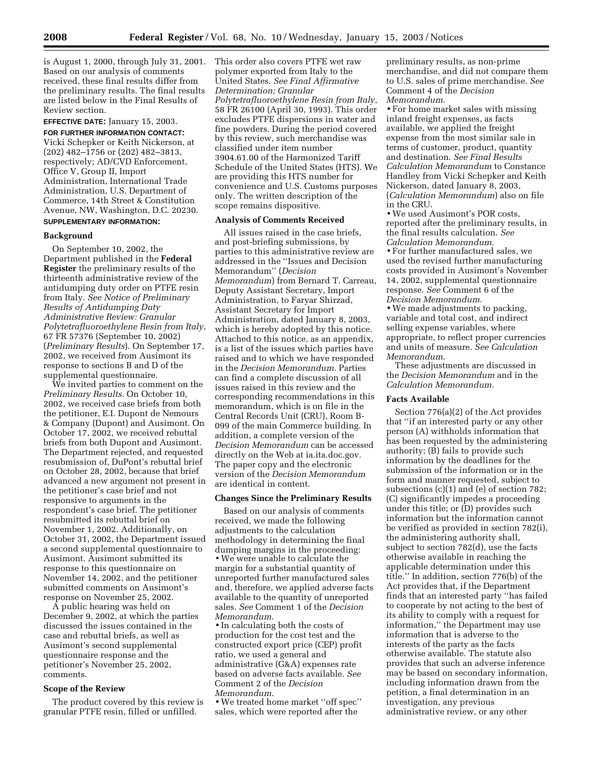is August 1, 2000, through July 31, 2001. Based on our analysis of comments received, these final results differ from the preliminary results. The final results are listed below in the Final Results of Review section.

**EFFECTIVE DATE:** January 15, 2003.

**FOR FURTHER INFORMATION CONTACT:** Vicki Schepker or Keith Nickerson, at (202) 482–1756 or (202) 482–3813, respectively; AD/CVD Enforcement, Office V, Group II, Import Administration, International Trade Administration, U.S. Department of Commerce, 14th Street & Constitution Avenue, NW, Washington, D.C. 20230.

**SUPPLEMENTARY INFORMATION:**

## Background

On September 10, 2002, the Department published in the **Federal Register** the preliminary results of the thirteenth administrative review of the antidumping duty order on PTFE resin from Italy. *See Notice of Preliminary Results of Antidumping Duty Administrative Review: Granular Polytetrafluoroethylene Resin from Italy*, 67 FR 57376 (September 10, 2002) (*Preliminary Results*). On September 17, 2002, we received from Ausimont its response to sections B and D of the supplemental questionnaire.

We invited parties to comment on the *Preliminary Results*. On October 10, 2002, we received case briefs from both the petitioner, E.I. Dupont de Nemours & Company (Dupont) and Ausimont. On October 17, 2002, we received rebuttal briefs from both Dupont and Ausimont. The Department rejected, and requested resubmission of, DuPont's rebuttal brief on October 28, 2002, because that brief advanced a new argument not present in the petitioner's case brief and not responsive to arguments in the respondent's case brief. The petitioner resubmitted its rebuttal brief on November 1, 2002. Additionally, on October 31, 2002, the Department issued a second supplemental questionnaire to Ausimont. Ausimont submitted its response to this questionnaire on November 14, 2002, and the petitioner submitted comments on Ausimont's response on November 25, 2002.

A public hearing was held on December 9, 2002, at which the parties discussed the issues contained in the case and rebuttal briefs, as well as Ausimont's second supplemental questionnaire response and the petitioner's November 25, 2002, comments.

## Scope of the Review

The product covered by this review is granular PTFE resin, filled or unfilled. This order also covers PTFE wet raw polymer exported from Italy to the United States. *See Final Affirmative Determination; Granular Polytetrafluoroethylene Resin from Italy*, 58 FR 26100 (April 30, 1993). This order excludes PTFE dispersions in water and fine powders. During the period covered by this review, such merchandise was classified under item number 3904.61.00 of the Harmonized Tariff Schedule of the United States (HTS). We are providing this HTS number for convenience and U.S. Customs purposes only. The written description of the scope remains dispositive.

## Analysis of Comments Received

All issues raised in the case briefs, and post-briefing submissions, by parties to this administrative review are addressed in the "Issues and Decision Memorandum" (*Decision Memorandum*) from Bernard T. Carreau, Deputy Assistant Secretary, Import Administration, to Faryar Shirzad, Assistant Secretary for Import Administration, dated January 8, 2003, which is hereby adopted by this notice. Attached to this notice, as an appendix, is a list of the issues which parties have raised and to which we have responded in the *Decision Memorandum*. Parties can find a complete discussion of all issues raised in this review and the corresponding recommendations in this memorandum, which is on file in the Central Records Unit (CRU), Room B-099 of the main Commerce building. In addition, a complete version of the *Decision Memorandum* can be accessed directly on the Web at ia.ita.doc.gov. The paper copy and the electronic version of the *Decision Memorandum* are identical in content.

## Changes Since the Preliminary Results

Based on our analysis of comments received, we made the following adjustments to the calculation methodology in determining the final dumping margins in the proceeding:

- We were unable to calculate the margin for a substantial quantity of unreported further manufactured sales and, therefore, we applied adverse facts available to the quantity of unreported sales. *See* Comment 1 of the *Decision Memorandum*.
- In calculating both the costs of production for the cost test and the constructed export price (CEP) profit ratio, we used a general and administrative (G&A) expenses rate based on adverse facts available. *See* Comment 2 of the *Decision Memorandum*.
- We treated home market "off spec" sales, which were reported after the preliminary results, as non-prime merchandise, and did not compare them to U.S. sales of prime merchandise. *See* Comment 4 of the *Decision Memorandum*.
- For home market sales with missing inland freight expenses, as facts available, we applied the freight expense from the most similar sale in terms of customer, product, quantity and destination. *See Final Results Calculation Memorandum* to Constance Handley from Vicki Schepker and Keith Nickerson, dated January 8, 2003, (*Calculation Memorandum*) also on file in the CRU.
- We used Ausimont's POR costs, reported after the preliminary results, in the final results calculation. *See Calculation Memorandum*.
- For further manufactured sales, we used the revised further manufacturing costs provided in Ausimont's November 14, 2002, supplemental questionnaire response. *See* Comment 6 of the *Decision Memorandum*.
- We made adjustments to packing, variable and total cost, and indirect selling expense variables, where appropriate, to reflect proper currencies and units of measure. *See Calculation Memorandum*.

These adjustments are discussed in the *Decision Memorandum* and in the *Calculation Memorandum*.

## Facts Available

Section 776(a)(2) of the Act provides that "if an interested party or any other person (A) withholds information that has been requested by the administering authority; (B) fails to provide such information by the deadlines for the submission of the information or in the form and manner requested, subject to subsections (c)(1) and (e) of section 782; (C) significantly impedes a proceeding under this title; or (D) provides such information but the information cannot be verified as provided in section 782(i), the administering authority shall, subject to section 782(d), use the facts otherwise available in reaching the applicable determination under this title." In addition, section 776(b) of the Act provides that, if the Department finds that an interested party "has failed to cooperate by not acting to the best of its ability to comply with a request for information," the Department may use information that is adverse to the interests of the party as the facts otherwise available. The statute also provides that such an adverse inference may be based on secondary information, including information drawn from the petition, a final determination in an investigation, any previous administrative review, or any other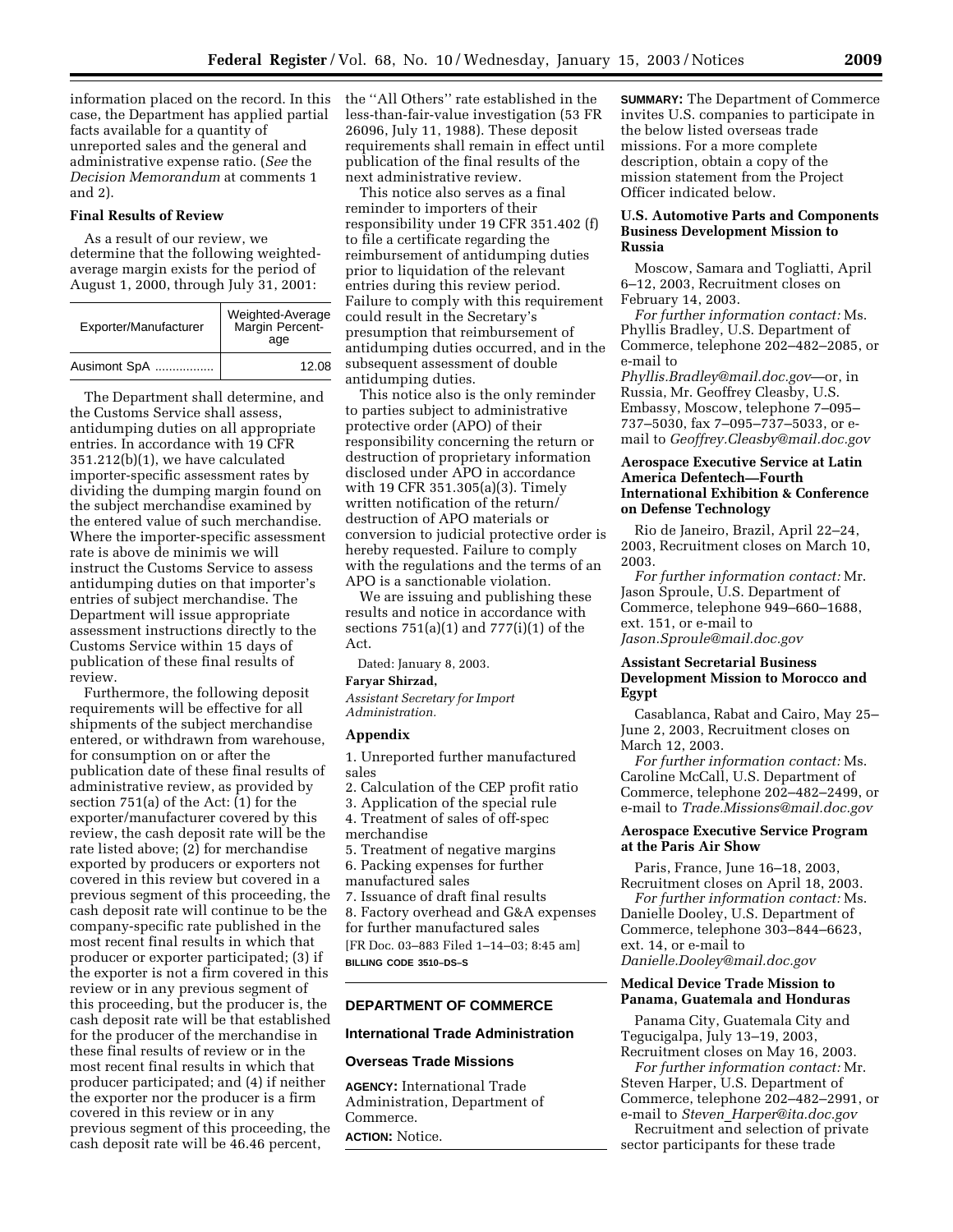information placed on the record. In this case, the Department has applied partial facts available for a quantity of unreported sales and the general and administrative expense ratio. (*See* the *Decision Memorandum* at comments 1 and 2).

**Final Results of Review**

As a result of our review, we determine that the following weighted-average margin exists for the period of August 1, 2000, through July 31, 2001:

| Exporter/Manufacturer | Weighted-Average Margin Percentage |
|---|---|
| Ausimont SpA ................ | 12.08 |

The Department shall determine, and the Customs Service shall assess, antidumping duties on all appropriate entries. In accordance with 19 CFR 351.212(b)(1), we have calculated importer-specific assessment rates by dividing the dumping margin found on the subject merchandise examined by the entered value of such merchandise. Where the importer-specific assessment rate is above de minimis we will instruct the Customs Service to assess antidumping duties on that importer's entries of subject merchandise. The Department will issue appropriate assessment instructions directly to the Customs Service within 15 days of publication of these final results of review.

Furthermore, the following deposit requirements will be effective for all shipments of the subject merchandise entered, or withdrawn from warehouse, for consumption on or after the publication date of these final results of administrative review, as provided by section 751(a) of the Act: (1) for the exporter/manufacturer covered by this review, the cash deposit rate will be the rate listed above; (2) for merchandise exported by producers or exporters not covered in this review but covered in a previous segment of this proceeding, the cash deposit rate will continue to be the company-specific rate published in the most recent final results in which that producer or exporter participated; (3) if the exporter is not a firm covered in this review or in any previous segment of this proceeding, but the producer is, the cash deposit rate will be that established for the producer of the merchandise in these final results of review or in the most recent final results in which that producer participated; and (4) if neither the exporter nor the producer is a firm covered in this review or in any previous segment of this proceeding, the cash deposit rate will be 46.46 percent, the ''All Others'' rate established in the less-than-fair-value investigation (53 FR 26096, July 11, 1988). These deposit requirements shall remain in effect until publication of the final results of the next administrative review.

This notice also serves as a final reminder to importers of their responsibility under 19 CFR 351.402 (f) to file a certificate regarding the reimbursement of antidumping duties prior to liquidation of the relevant entries during this review period. Failure to comply with this requirement could result in the Secretary's presumption that reimbursement of antidumping duties occurred, and in the subsequent assessment of double antidumping duties.

This notice also is the only reminder to parties subject to administrative protective order (APO) of their responsibility concerning the return or destruction of proprietary information disclosed under APO in accordance with 19 CFR 351.305(a)(3). Timely written notification of the return/destruction of APO materials or conversion to judicial protective order is hereby requested. Failure to comply with the regulations and the terms of an APO is a sanctionable violation.

We are issuing and publishing these results and notice in accordance with sections 751(a)(1) and 777(i)(1) of the Act.

Dated: January 8, 2003.

**Faryar Shirzad,**

*Assistant Secretary for Import Administration.*

## Appendix

1. Unreported further manufactured sales
2. Calculation of the CEP profit ratio
3. Application of the special rule
4. Treatment of sales of off-spec merchandise
5. Treatment of negative margins
6. Packing expenses for further manufactured sales
7. Issuance of draft final results
8. Factory overhead and G&A expenses for further manufactured sales

[FR Doc. 03–883 Filed 1–14–03; 8:45 am]

**BILLING CODE 3510–DS–S**

## DEPARTMENT OF COMMERCE

### International Trade Administration

### Overseas Trade Missions

**AGENCY:** International Trade Administration, Department of Commerce.

**ACTION:** Notice.

**SUMMARY:** The Department of Commerce invites U.S. companies to participate in the below listed overseas trade missions. For a more complete description, obtain a copy of the mission statement from the Project Officer indicated below.

**U.S. Automotive Parts and Components Business Development Mission to Russia**

Moscow, Samara and Togliatti, April 6–12, 2003, Recruitment closes on February 14, 2003.

*For further information contact:* Ms. Phyllis Bradley, U.S. Department of Commerce, telephone 202–482–2085, or e-mail to *Phyllis.Bradley@mail.doc.gov*—or, in Russia, Mr. Geoffrey Cleasby, U.S. Embassy, Moscow, telephone 7–095–737–5030, fax 7–095–737–5033, or e-mail to *Geoffrey.Cleasby@mail.doc.gov*

**Aerospace Executive Service at Latin America Defentech—Fourth International Exhibition & Conference on Defense Technology**

Rio de Janeiro, Brazil, April 22–24, 2003, Recruitment closes on March 10, 2003.

*For further information contact:* Mr. Jason Sproule, U.S. Department of Commerce, telephone 949–660–1688, ext. 151, or e-mail to *Jason.Sproule@mail.doc.gov*

**Assistant Secretarial Business Development Mission to Morocco and Egypt**

Casablanca, Rabat and Cairo, May 25–June 2, 2003, Recruitment closes on March 12, 2003.

*For further information contact:* Ms. Caroline McCall, U.S. Department of Commerce, telephone 202–482–2499, or e-mail to *Trade.Missions@mail.doc.gov*

**Aerospace Executive Service Program at the Paris Air Show**

Paris, France, June 16–18, 2003, Recruitment closes on April 18, 2003.

*For further information contact:* Ms. Danielle Dooley, U.S. Department of Commerce, telephone 303–844–6623, ext. 14, or e-mail to *Danielle.Dooley@mail.doc.gov*

**Medical Device Trade Mission to Panama, Guatemala and Honduras**

Panama City, Guatemala City and Tegucigalpa, July 13–19, 2003, Recruitment closes on May 16, 2003.

*For further information contact:* Mr. Steven Harper, U.S. Department of Commerce, telephone 202–482–2991, or e-mail to *Steven_Harper@ita.doc.gov*

Recruitment and selection of private sector participants for these trade